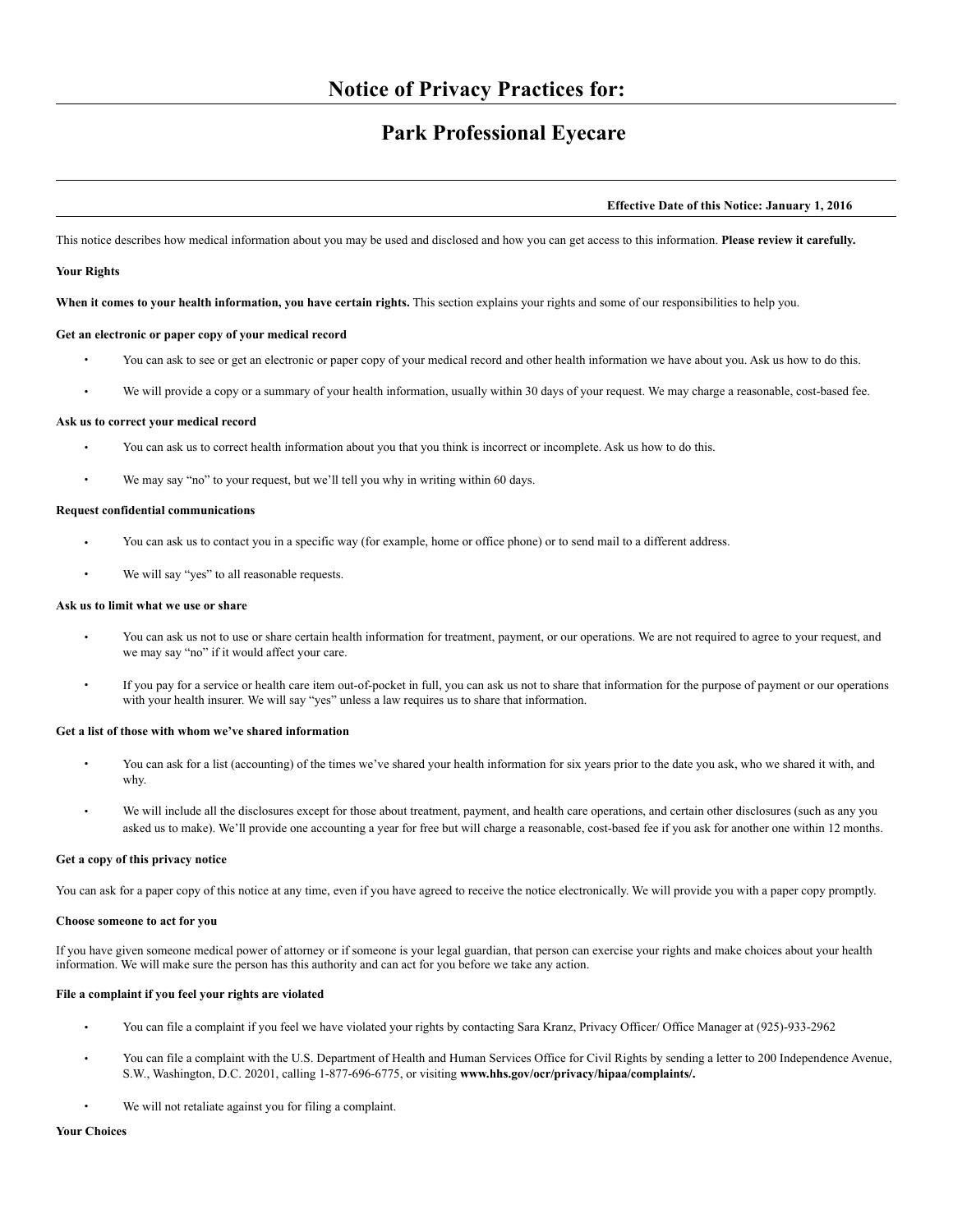# Notice of Privacy Practices for:

# Park Professional Eyecare

**Effective Date of this Notice: January 1, 2016**

This notice describes how medical information about you may be used and disclosed and how you can get access to this information. **Please review it carefully.**

## Your Rights

**When it comes to your health information, you have certain rights.** This section explains your rights and some of our responsibilities to help you.

### Get an electronic or paper copy of your medical record

- You can ask to see or get an electronic or paper copy of your medical record and other health information we have about you. Ask us how to do this.
- We will provide a copy or a summary of your health information, usually within 30 days of your request. We may charge a reasonable, cost-based fee.

### Ask us to correct your medical record

- You can ask us to correct health information about you that you think is incorrect or incomplete. Ask us how to do this.
- We may say "no" to your request, but we'll tell you why in writing within 60 days.

### Request confidential communications

- You can ask us to contact you in a specific way (for example, home or office phone) or to send mail to a different address.
- We will say "yes" to all reasonable requests.

### Ask us to limit what we use or share

- You can ask us not to use or share certain health information for treatment, payment, or our operations. We are not required to agree to your request, and we may say "no" if it would affect your care.
- If you pay for a service or health care item out-of-pocket in full, you can ask us not to share that information for the purpose of payment or our operations with your health insurer. We will say "yes" unless a law requires us to share that information.

### Get a list of those with whom we've shared information

- You can ask for a list (accounting) of the times we've shared your health information for six years prior to the date you ask, who we shared it with, and why.
- We will include all the disclosures except for those about treatment, payment, and health care operations, and certain other disclosures (such as any you asked us to make). We'll provide one accounting a year for free but will charge a reasonable, cost-based fee if you ask for another one within 12 months.

### Get a copy of this privacy notice

You can ask for a paper copy of this notice at any time, even if you have agreed to receive the notice electronically. We will provide you with a paper copy promptly.

### Choose someone to act for you

If you have given someone medical power of attorney or if someone is your legal guardian, that person can exercise your rights and make choices about your health information. We will make sure the person has this authority and can act for you before we take any action.

### File a complaint if you feel your rights are violated

- You can file a complaint if you feel we have violated your rights by contacting Sara Kranz, Privacy Officer/ Office Manager at (925)-933-2962
- You can file a complaint with the U.S. Department of Health and Human Services Office for Civil Rights by sending a letter to 200 Independence Avenue, S.W., Washington, D.C. 20201, calling 1-877-696-6775, or visiting **www.hhs.gov/ocr/privacy/hipaa/complaints/.**
- We will not retaliate against you for filing a complaint.

## Your Choices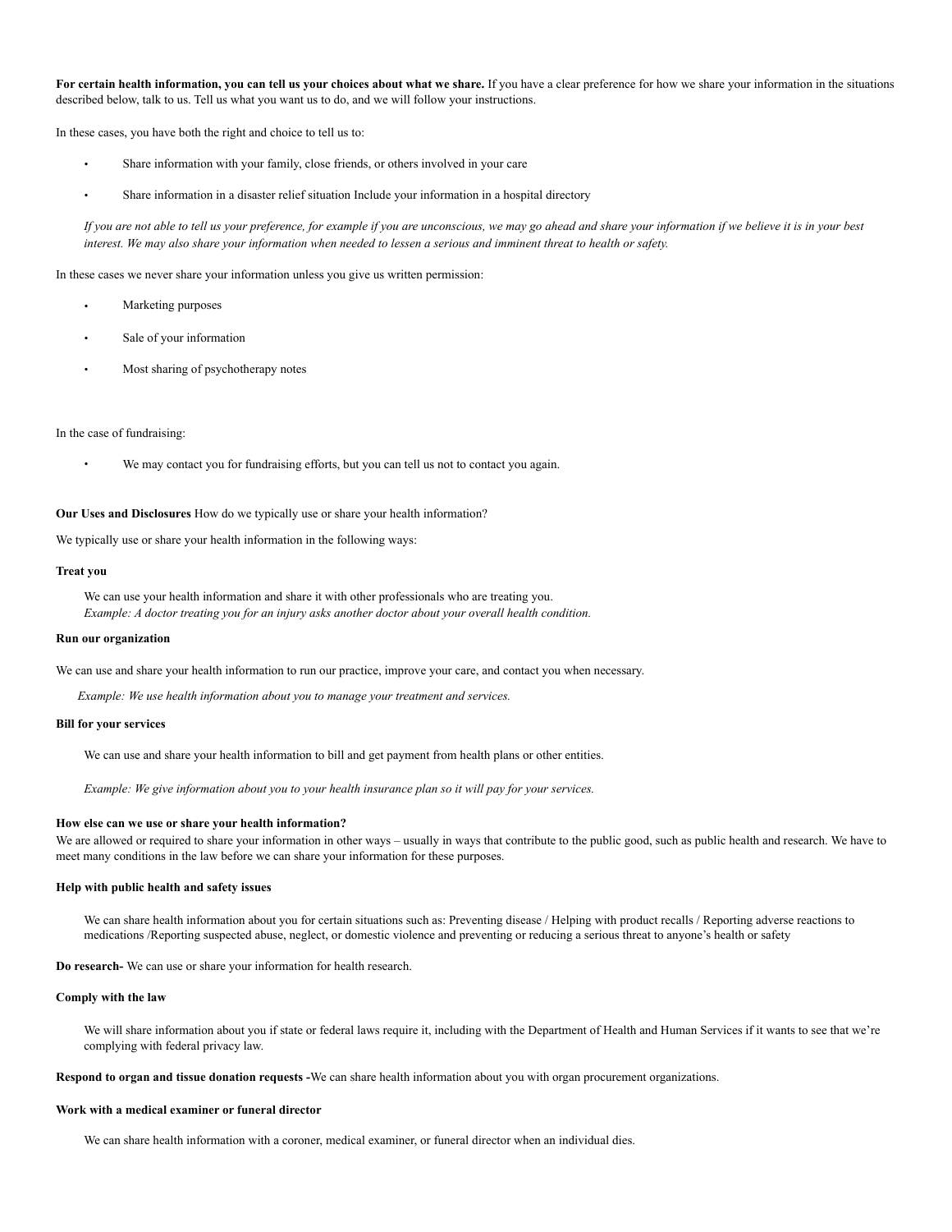**For certain health information, you can tell us your choices about what we share.** If you have a clear preference for how we share your information in the situations described below, talk to us. Tell us what you want us to do, and we will follow your instructions.

In these cases, you have both the right and choice to tell us to:

- Share information with your family, close friends, or others involved in your care
- Share information in a disaster relief situation Include your information in a hospital directory

*If you are not able to tell us your preference, for example if you are unconscious, we may go ahead and share your information if we believe it is in your best interest. We may also share your information when needed to lessen a serious and imminent threat to health or safety.*

In these cases we never share your information unless you give us written permission:

- Marketing purposes
- Sale of your information
- Most sharing of psychotherapy notes

In the case of fundraising:

- We may contact you for fundraising efforts, but you can tell us not to contact you again.

**Our Uses and Disclosures** How do we typically use or share your health information?

We typically use or share your health information in the following ways:

**Treat you**

We can use your health information and share it with other professionals who are treating you.
*Example: A doctor treating you for an injury asks another doctor about your overall health condition.*

**Run our organization**

We can use and share your health information to run our practice, improve your care, and contact you when necessary.

*Example: We use health information about you to manage your treatment and services.*

**Bill for your services**

We can use and share your health information to bill and get payment from health plans or other entities.

*Example: We give information about you to your health insurance plan so it will pay for your services.*

**How else can we use or share your health information?**
We are allowed or required to share your information in other ways – usually in ways that contribute to the public good, such as public health and research. We have to meet many conditions in the law before we can share your information for these purposes.

**Help with public health and safety issues**

We can share health information about you for certain situations such as: Preventing disease / Helping with product recalls / Reporting adverse reactions to medications /Reporting suspected abuse, neglect, or domestic violence and preventing or reducing a serious threat to anyone's health or safety

**Do research-** We can use or share your information for health research.

**Comply with the law**

We will share information about you if state or federal laws require it, including with the Department of Health and Human Services if it wants to see that we're complying with federal privacy law.

**Respond to organ and tissue donation requests -**We can share health information about you with organ procurement organizations.

**Work with a medical examiner or funeral director**

We can share health information with a coroner, medical examiner, or funeral director when an individual dies.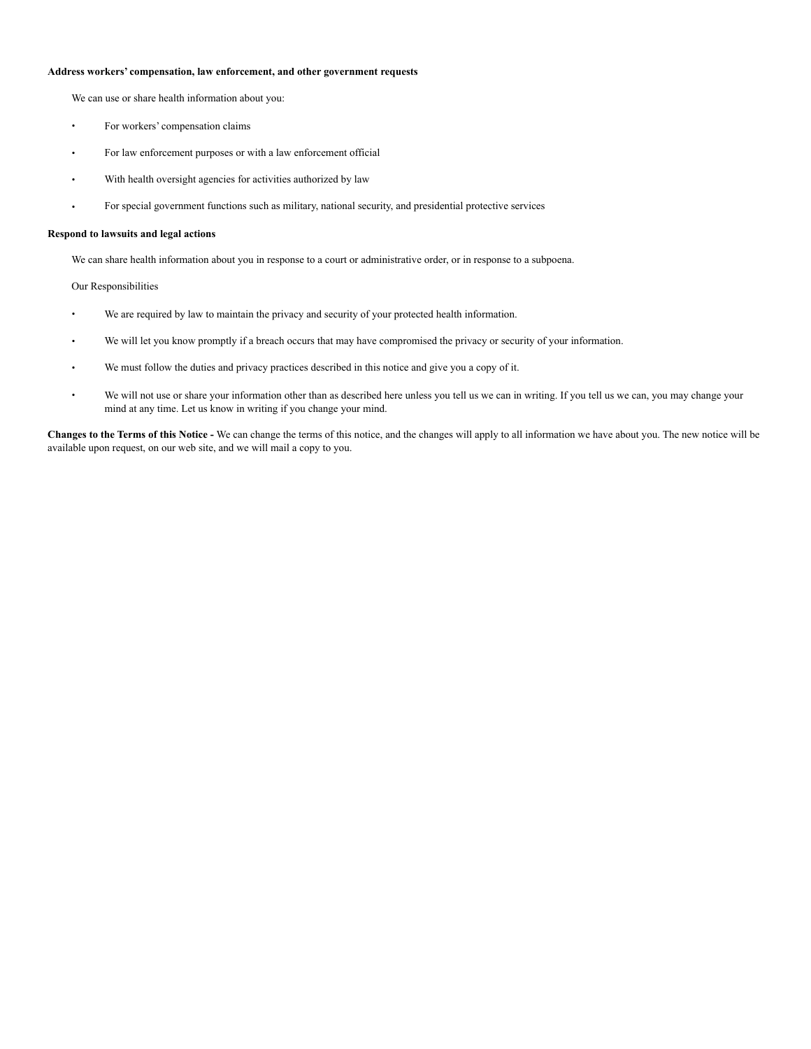**Address workers' compensation, law enforcement, and other government requests**

We can use or share health information about you:

- For workers' compensation claims
- For law enforcement purposes or with a law enforcement official
- With health oversight agencies for activities authorized by law
- For special government functions such as military, national security, and presidential protective services

**Respond to lawsuits and legal actions**

We can share health information about you in response to a court or administrative order, or in response to a subpoena.

Our Responsibilities

- We are required by law to maintain the privacy and security of your protected health information.
- We will let you know promptly if a breach occurs that may have compromised the privacy or security of your information.
- We must follow the duties and privacy practices described in this notice and give you a copy of it.
- We will not use or share your information other than as described here unless you tell us we can in writing. If you tell us we can, you may change your mind at any time. Let us know in writing if you change your mind.

**Changes to the Terms of this Notice -** We can change the terms of this notice, and the changes will apply to all information we have about you. The new notice will be available upon request, on our web site, and we will mail a copy to you.